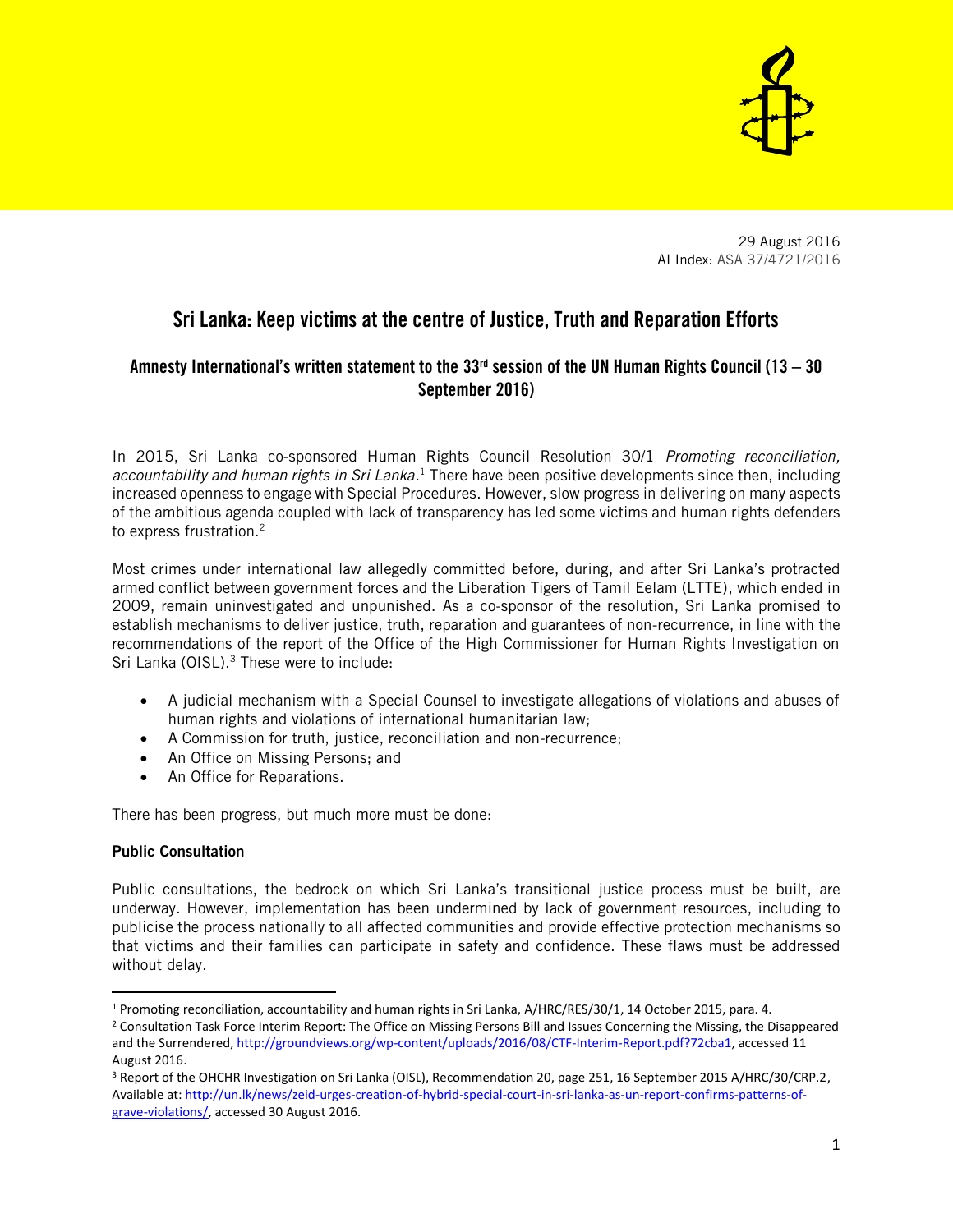29 August 2016
AI Index: ASA 37/4721/2016

# Sri Lanka: Keep victims at the centre of Justice, Truth and Reparation Efforts

## Amnesty International's written statement to the 33rd session of the UN Human Rights Council (13 – 30 September 2016)

In 2015, Sri Lanka co-sponsored Human Rights Council Resolution 30/1 *Promoting reconciliation, accountability and human rights in Sri Lanka.*[1] There have been positive developments since then, including increased openness to engage with Special Procedures. However, slow progress in delivering on many aspects of the ambitious agenda coupled with lack of transparency has led some victims and human rights defenders to express frustration.[2]

Most crimes under international law allegedly committed before, during, and after Sri Lanka's protracted armed conflict between government forces and the Liberation Tigers of Tamil Eelam (LTTE), which ended in 2009, remain uninvestigated and unpunished. As a co-sponsor of the resolution, Sri Lanka promised to establish mechanisms to deliver justice, truth, reparation and guarantees of non-recurrence, in line with the recommendations of the report of the Office of the High Commissioner for Human Rights Investigation on Sri Lanka (OISL).[3] These were to include:

- A judicial mechanism with a Special Counsel to investigate allegations of violations and abuses of human rights and violations of international humanitarian law;
- A Commission for truth, justice, reconciliation and non-recurrence;
- An Office on Missing Persons; and
- An Office for Reparations.

There has been progress, but much more must be done:

**Public Consultation**

Public consultations, the bedrock on which Sri Lanka's transitional justice process must be built, are underway. However, implementation has been undermined by lack of government resources, including to publicise the process nationally to all affected communities and provide effective protection mechanisms so that victims and their families can participate in safety and confidence. These flaws must be addressed without delay.

---

[1] Promoting reconciliation, accountability and human rights in Sri Lanka, A/HRC/RES/30/1, 14 October 2015, para. 4.

[2] Consultation Task Force Interim Report: The Office on Missing Persons Bill and Issues Concerning the Missing, the Disappeared and the Surrendered, http://groundviews.org/wp-content/uploads/2016/08/CTF-Interim-Report.pdf?72cba1, accessed 11 August 2016.

[3] Report of the OHCHR Investigation on Sri Lanka (OISL), Recommendation 20, page 251, 16 September 2015 A/HRC/30/CRP.2, Available at: http://un.lk/news/zeid-urges-creation-of-hybrid-special-court-in-sri-lanka-as-un-report-confirms-patterns-of-grave-violations/, accessed 30 August 2016.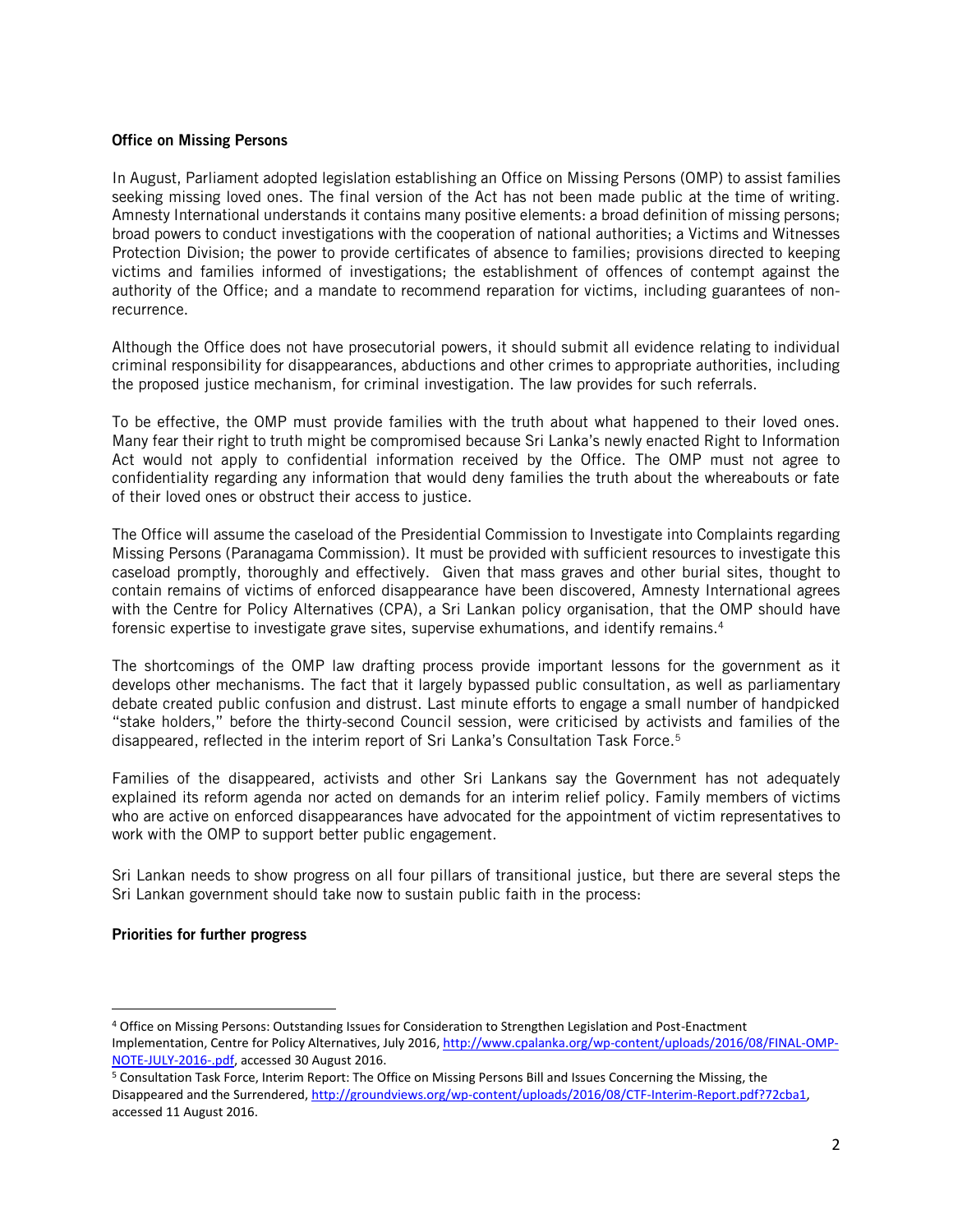**Office on Missing Persons**

In August, Parliament adopted legislation establishing an Office on Missing Persons (OMP) to assist families seeking missing loved ones. The final version of the Act has not been made public at the time of writing. Amnesty International understands it contains many positive elements: a broad definition of missing persons; broad powers to conduct investigations with the cooperation of national authorities; a Victims and Witnesses Protection Division; the power to provide certificates of absence to families; provisions directed to keeping victims and families informed of investigations; the establishment of offences of contempt against the authority of the Office; and a mandate to recommend reparation for victims, including guarantees of non-recurrence.

Although the Office does not have prosecutorial powers, it should submit all evidence relating to individual criminal responsibility for disappearances, abductions and other crimes to appropriate authorities, including the proposed justice mechanism, for criminal investigation. The law provides for such referrals.

To be effective, the OMP must provide families with the truth about what happened to their loved ones. Many fear their right to truth might be compromised because Sri Lanka's newly enacted Right to Information Act would not apply to confidential information received by the Office. The OMP must not agree to confidentiality regarding any information that would deny families the truth about the whereabouts or fate of their loved ones or obstruct their access to justice.

The Office will assume the caseload of the Presidential Commission to Investigate into Complaints regarding Missing Persons (Paranagama Commission). It must be provided with sufficient resources to investigate this caseload promptly, thoroughly and effectively. Given that mass graves and other burial sites, thought to contain remains of victims of enforced disappearance have been discovered, Amnesty International agrees with the Centre for Policy Alternatives (CPA), a Sri Lankan policy organisation, that the OMP should have forensic expertise to investigate grave sites, supervise exhumations, and identify remains.[4]

The shortcomings of the OMP law drafting process provide important lessons for the government as it develops other mechanisms. The fact that it largely bypassed public consultation, as well as parliamentary debate created public confusion and distrust. Last minute efforts to engage a small number of handpicked "stake holders," before the thirty-second Council session, were criticised by activists and families of the disappeared, reflected in the interim report of Sri Lanka's Consultation Task Force.[5]

Families of the disappeared, activists and other Sri Lankans say the Government has not adequately explained its reform agenda nor acted on demands for an interim relief policy. Family members of victims who are active on enforced disappearances have advocated for the appointment of victim representatives to work with the OMP to support better public engagement.

Sri Lankan needs to show progress on all four pillars of transitional justice, but there are several steps the Sri Lankan government should take now to sustain public faith in the process:

**Priorities for further progress**

---

[4] Office on Missing Persons: Outstanding Issues for Consideration to Strengthen Legislation and Post-Enactment Implementation, Centre for Policy Alternatives, July 2016, http://www.cpalanka.org/wp-content/uploads/2016/08/FINAL-OMP-NOTE-JULY-2016-.pdf, accessed 30 August 2016.

[5] Consultation Task Force, Interim Report: The Office on Missing Persons Bill and Issues Concerning the Missing, the Disappeared and the Surrendered, http://groundviews.org/wp-content/uploads/2016/08/CTF-Interim-Report.pdf?72cba1, accessed 11 August 2016.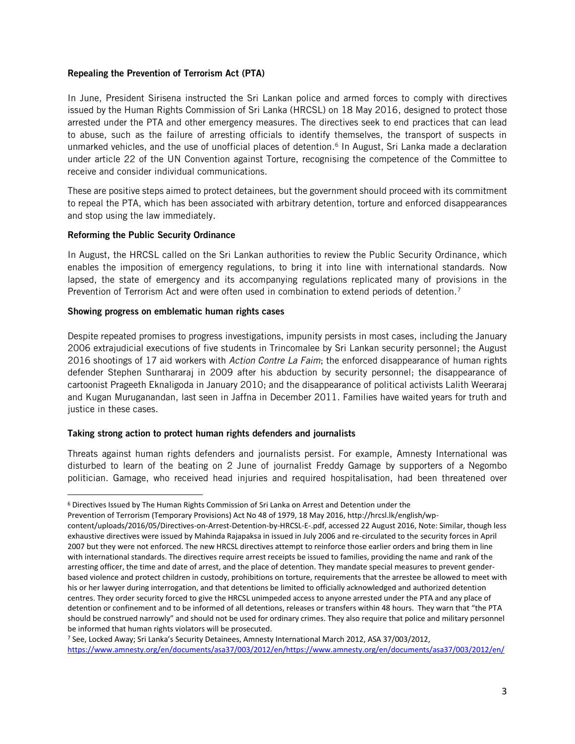**Repealing the Prevention of Terrorism Act (PTA)**

In June, President Sirisena instructed the Sri Lankan police and armed forces to comply with directives issued by the Human Rights Commission of Sri Lanka (HRCSL) on 18 May 2016, designed to protect those arrested under the PTA and other emergency measures. The directives seek to end practices that can lead to abuse, such as the failure of arresting officials to identify themselves, the transport of suspects in unmarked vehicles, and the use of unofficial places of detention.[6] In August, Sri Lanka made a declaration under article 22 of the UN Convention against Torture, recognising the competence of the Committee to receive and consider individual communications.

These are positive steps aimed to protect detainees, but the government should proceed with its commitment to repeal the PTA, which has been associated with arbitrary detention, torture and enforced disappearances and stop using the law immediately.

**Reforming the Public Security Ordinance**

In August, the HRCSL called on the Sri Lankan authorities to review the Public Security Ordinance, which enables the imposition of emergency regulations, to bring it into line with international standards. Now lapsed, the state of emergency and its accompanying regulations replicated many of provisions in the Prevention of Terrorism Act and were often used in combination to extend periods of detention.[7]

**Showing progress on emblematic human rights cases**

Despite repeated promises to progress investigations, impunity persists in most cases, including the January 2006 extrajudicial executions of five students in Trincomalee by Sri Lankan security personnel; the August 2016 shootings of 17 aid workers with *Action Contre La Faim*; the enforced disappearance of human rights defender Stephen Sunthararaj in 2009 after his abduction by security personnel; the disappearance of cartoonist Prageeth Eknaligoda in January 2010; and the disappearance of political activists Lalith Weeraraj and Kugan Muruganandan, last seen in Jaffna in December 2011. Families have waited years for truth and justice in these cases.

**Taking strong action to protect human rights defenders and journalists**

Threats against human rights defenders and journalists persist. For example, Amnesty International was disturbed to learn of the beating on 2 June of journalist Freddy Gamage by supporters of a Negombo politician. Gamage, who received head injuries and required hospitalisation, had been threatened over

---

[6] Directives Issued by The Human Rights Commission of Sri Lanka on Arrest and Detention under the Prevention of Terrorism (Temporary Provisions) Act No 48 of 1979, 18 May 2016, http://hrcsl.lk/english/wp-content/uploads/2016/05/Directives-on-Arrest-Detention-by-HRCSL-E-.pdf, accessed 22 August 2016, Note: Similar, though less exhaustive directives were issued by Mahinda Rajapaksa in issued in July 2006 and re-circulated to the security forces in April 2007 but they were not enforced. The new HRCSL directives attempt to reinforce those earlier orders and bring them in line with international standards. The directives require arrest receipts be issued to families, providing the name and rank of the arresting officer, the time and date of arrest, and the place of detention. They mandate special measures to prevent gender-based violence and protect children in custody, prohibitions on torture, requirements that the arrestee be allowed to meet with his or her lawyer during interrogation, and that detentions be limited to officially acknowledged and authorized detention centres. They order security forced to give the HRCSL unimpeded access to anyone arrested under the PTA and any place of detention or confinement and to be informed of all detentions, releases or transfers within 48 hours. They warn that "the PTA should be construed narrowly" and should not be used for ordinary crimes. They also require that police and military personnel be informed that human rights violators will be prosecuted.

[7] See, Locked Away; Sri Lanka's Security Detainees, Amnesty International March 2012, ASA 37/003/2012, https://www.amnesty.org/en/documents/asa37/003/2012/en/https://www.amnesty.org/en/documents/asa37/003/2012/en/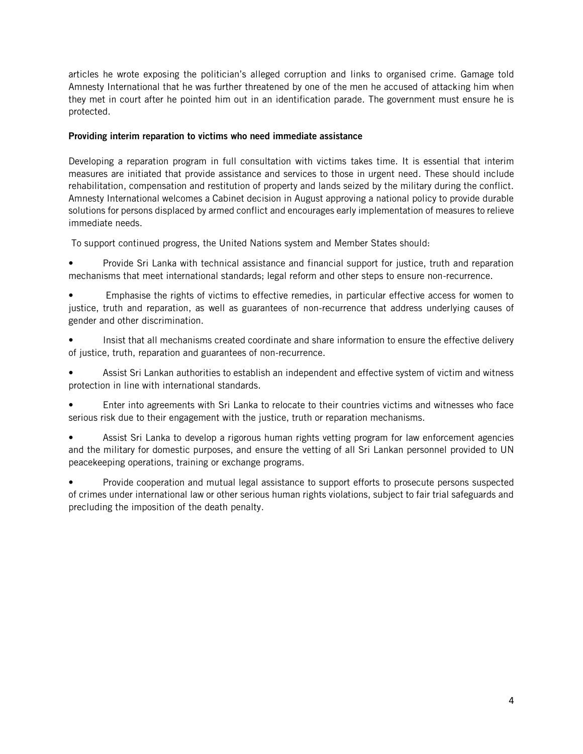articles he wrote exposing the politician's alleged corruption and links to organised crime. Gamage told Amnesty International that he was further threatened by one of the men he accused of attacking him when they met in court after he pointed him out in an identification parade. The government must ensure he is protected.

**Providing interim reparation to victims who need immediate assistance**

Developing a reparation program in full consultation with victims takes time. It is essential that interim measures are initiated that provide assistance and services to those in urgent need. These should include rehabilitation, compensation and restitution of property and lands seized by the military during the conflict. Amnesty International welcomes a Cabinet decision in August approving a national policy to provide durable solutions for persons displaced by armed conflict and encourages early implementation of measures to relieve immediate needs.

To support continued progress, the United Nations system and Member States should:

- Provide Sri Lanka with technical assistance and financial support for justice, truth and reparation mechanisms that meet international standards; legal reform and other steps to ensure non-recurrence.
- Emphasise the rights of victims to effective remedies, in particular effective access for women to justice, truth and reparation, as well as guarantees of non-recurrence that address underlying causes of gender and other discrimination.
- Insist that all mechanisms created coordinate and share information to ensure the effective delivery of justice, truth, reparation and guarantees of non-recurrence.
- Assist Sri Lankan authorities to establish an independent and effective system of victim and witness protection in line with international standards.
- Enter into agreements with Sri Lanka to relocate to their countries victims and witnesses who face serious risk due to their engagement with the justice, truth or reparation mechanisms.
- Assist Sri Lanka to develop a rigorous human rights vetting program for law enforcement agencies and the military for domestic purposes, and ensure the vetting of all Sri Lankan personnel provided to UN peacekeeping operations, training or exchange programs.
- Provide cooperation and mutual legal assistance to support efforts to prosecute persons suspected of crimes under international law or other serious human rights violations, subject to fair trial safeguards and precluding the imposition of the death penalty.